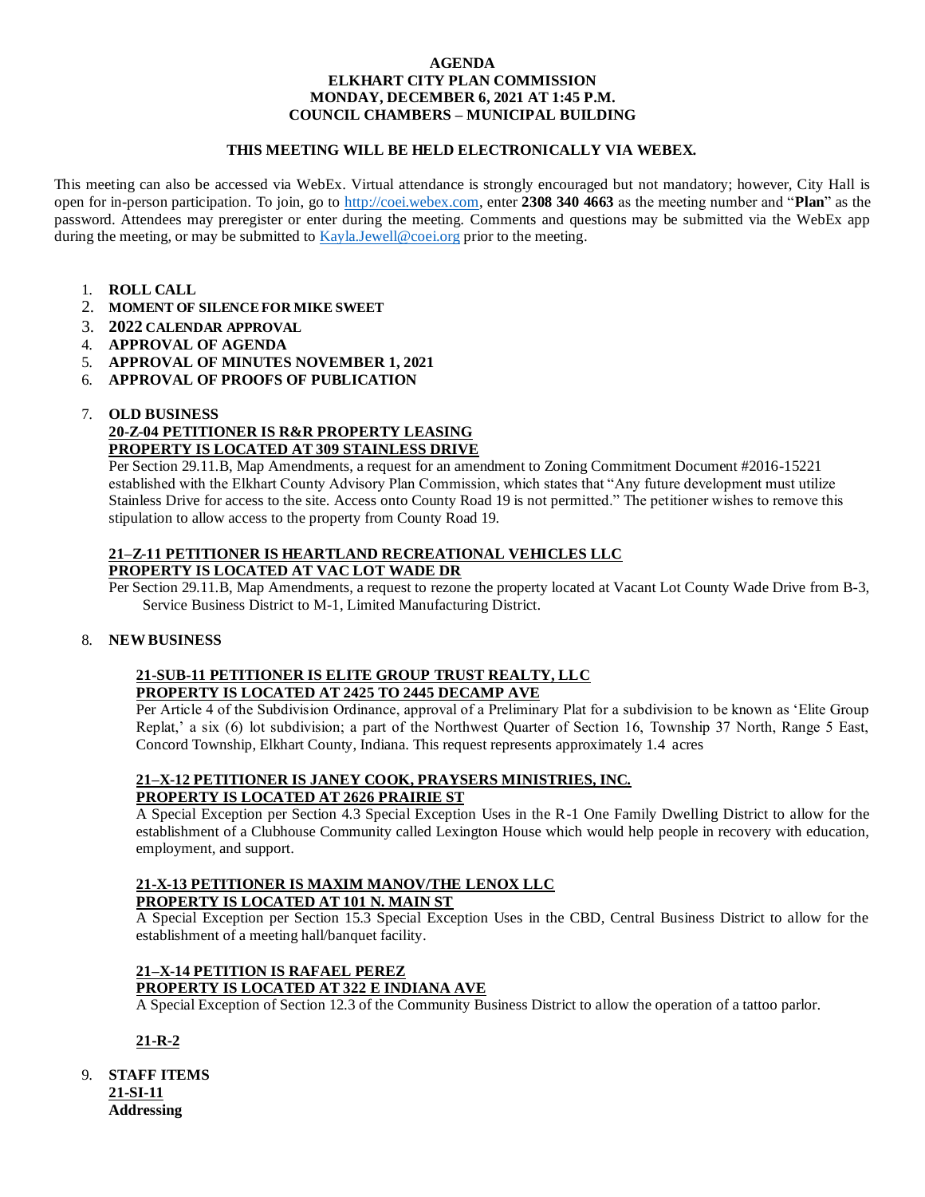**AGENDA**
**ELKHART CITY PLAN COMMISSION**
**MONDAY, DECEMBER 6, 2021 AT 1:45 P.M.**
**COUNCIL CHAMBERS – MUNICIPAL BUILDING**

**THIS MEETING WILL BE HELD ELECTRONICALLY VIA WEBEX.**

This meeting can also be accessed via WebEx. Virtual attendance is strongly encouraged but not mandatory; however, City Hall is open for in-person participation. To join, go to http://coei.webex.com, enter **2308 340 4663** as the meeting number and "**Plan**" as the password. Attendees may preregister or enter during the meeting. Comments and questions may be submitted via the WebEx app during the meeting, or may be submitted to Kayla.Jewell@coei.org prior to the meeting.

1. **ROLL CALL**
2. **MOMENT OF SILENCE FOR MIKE SWEET**
3. **2022 CALENDAR APPROVAL**
4. **APPROVAL OF AGENDA**
5. **APPROVAL OF MINUTES NOVEMBER 1, 2021**
6. **APPROVAL OF PROOFS OF PUBLICATION**
7. **OLD BUSINESS**

   **20-Z-04 PETITIONER IS R&R PROPERTY LEASING**
   **PROPERTY IS LOCATED AT 309 STAINLESS DRIVE**
   Per Section 29.11.B, Map Amendments, a request for an amendment to Zoning Commitment Document #2016-15221 established with the Elkhart County Advisory Plan Commission, which states that "Any future development must utilize Stainless Drive for access to the site. Access onto County Road 19 is not permitted." The petitioner wishes to remove this stipulation to allow access to the property from County Road 19.

   **21–Z-11 PETITIONER IS HEARTLAND RECREATIONAL VEHICLES LLC**
   **PROPERTY IS LOCATED AT VAC LOT WADE DR**
   Per Section 29.11.B, Map Amendments, a request to rezone the property located at Vacant Lot County Wade Drive from B-3, Service Business District to M-1, Limited Manufacturing District.

8. **NEW BUSINESS**

   **21-SUB-11 PETITIONER IS ELITE GROUP TRUST REALTY, LLC**
   **PROPERTY IS LOCATED AT 2425 TO 2445 DECAMP AVE**
   Per Article 4 of the Subdivision Ordinance, approval of a Preliminary Plat for a subdivision to be known as 'Elite Group Replat,' a six (6) lot subdivision; a part of the Northwest Quarter of Section 16, Township 37 North, Range 5 East, Concord Township, Elkhart County, Indiana. This request represents approximately 1.4 acres

   **21–X-12 PETITIONER IS JANEY COOK, PRAYSERS MINISTRIES, INC.**
   **PROPERTY IS LOCATED AT 2626 PRAIRIE ST**
   A Special Exception per Section 4.3 Special Exception Uses in the R-1 One Family Dwelling District to allow for the establishment of a Clubhouse Community called Lexington House which would help people in recovery with education, employment, and support.

   **21-X-13 PETITIONER IS MAXIM MANOV/THE LENOX LLC**
   **PROPERTY IS LOCATED AT 101 N. MAIN ST**
   A Special Exception per Section 15.3 Special Exception Uses in the CBD, Central Business District to allow for the establishment of a meeting hall/banquet facility.

   **21–X-14 PETITION IS RAFAEL PEREZ**
   **PROPERTY IS LOCATED AT 322 E INDIANA AVE**
   A Special Exception of Section 12.3 of the Community Business District to allow the operation of a tattoo parlor.

   **21-R-2**

9. **STAFF ITEMS**
   **21-SI-11**
   **Addressing**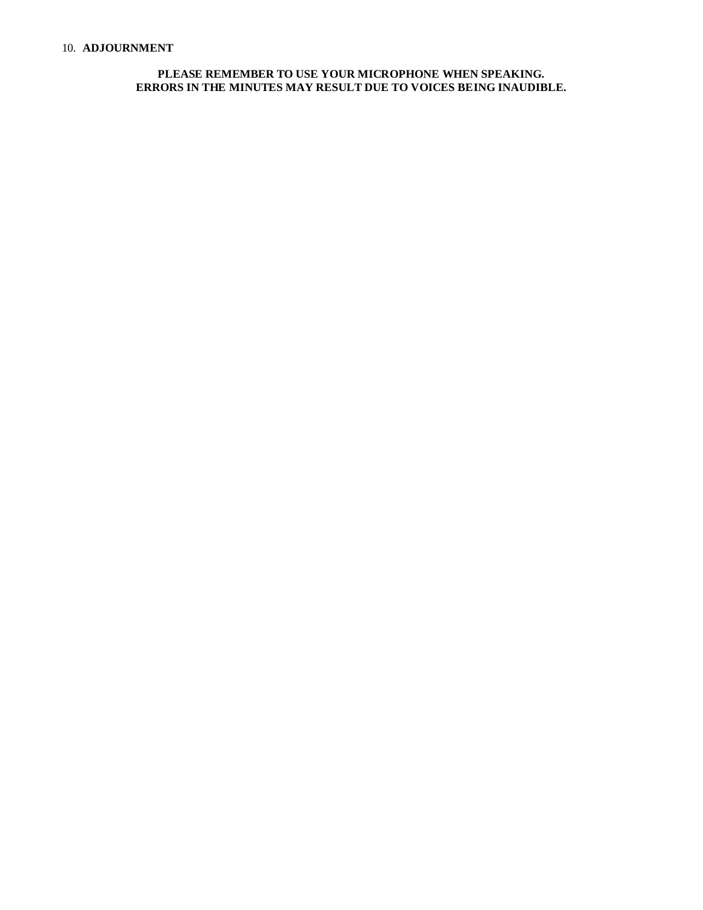10. **ADJOURNMENT**

**PLEASE REMEMBER TO USE YOUR MICROPHONE WHEN SPEAKING.**
**ERRORS IN THE MINUTES MAY RESULT DUE TO VOICES BEING INAUDIBLE.**